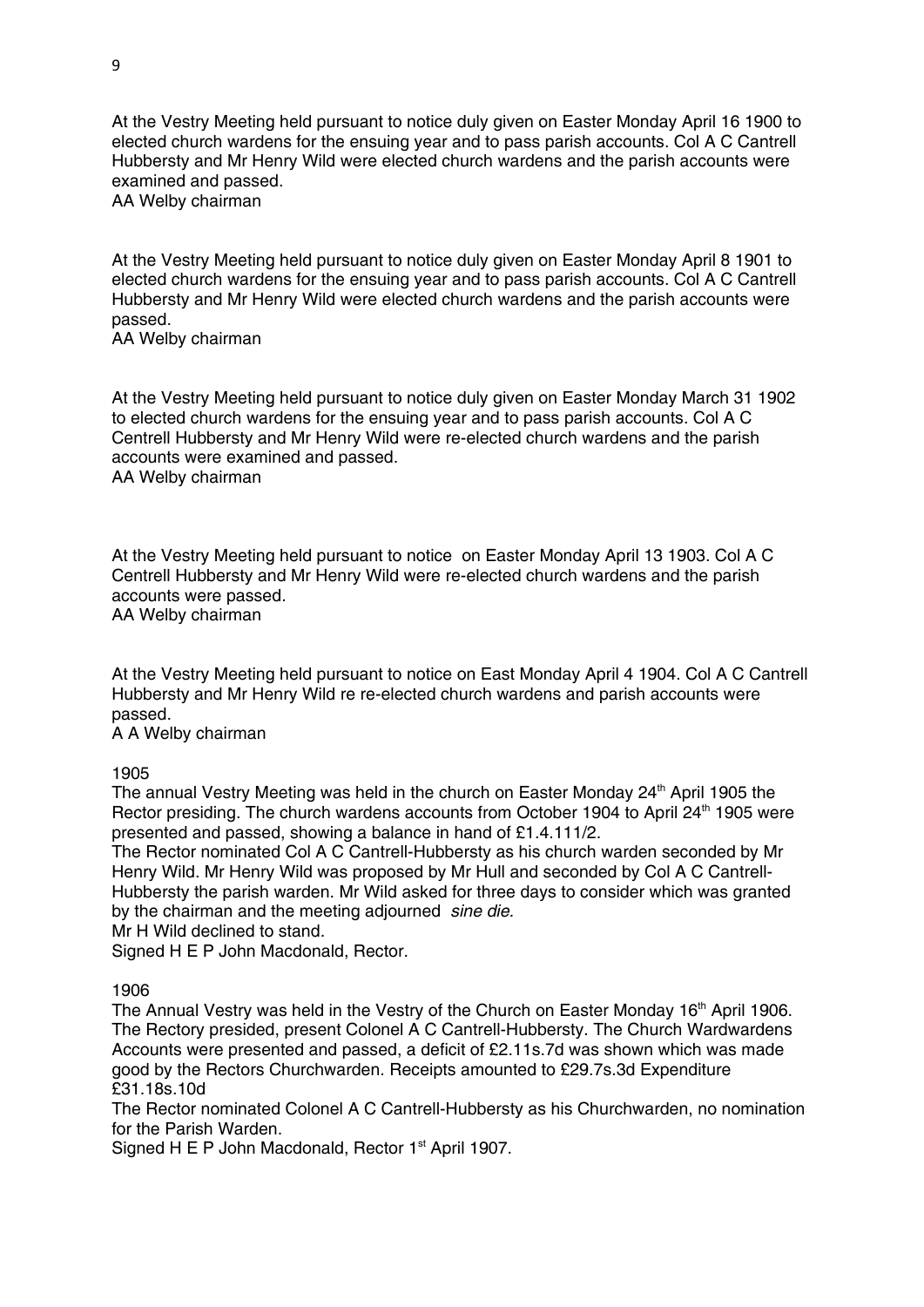At the Vestry Meeting held pursuant to notice duly given on Easter Monday April 16 1900 to elected church wardens for the ensuing year and to pass parish accounts. Col A C Cantrell Hubbersty and Mr Henry Wild were elected church wardens and the parish accounts were examined and passed.
AA Welby chairman

At the Vestry Meeting held pursuant to notice duly given on Easter Monday April 8 1901 to elected church wardens for the ensuing year and to pass parish accounts. Col A C Cantrell Hubbersty and Mr Henry Wild were elected church wardens and the parish accounts were passed.
AA Welby chairman

At the Vestry Meeting held pursuant to notice duly given on Easter Monday March 31 1902 to elected church wardens for the ensuing year and to pass parish accounts. Col A C Centrell Hubbersty and Mr Henry Wild were re-elected church wardens and the parish accounts were examined and passed.
AA Welby chairman

At the Vestry Meeting held pursuant to notice on Easter Monday April 13 1903. Col A C Centrell Hubbersty and Mr Henry Wild were re-elected church wardens and the parish accounts were passed.
AA Welby chairman

At the Vestry Meeting held pursuant to notice on East Monday April 4 1904. Col A C Cantrell Hubbersty and Mr Henry Wild re re-elected church wardens and parish accounts were passed.
A A Welby chairman

1905

The annual Vestry Meeting was held in the church on Easter Monday 24th April 1905 the Rector presiding. The church wardens accounts from October 1904 to April 24th 1905 were presented and passed, showing a balance in hand of £1.4.111/2.

The Rector nominated Col A C Cantrell-Hubbersty as his church warden seconded by Mr Henry Wild. Mr Henry Wild was proposed by Mr Hull and seconded by Col A C Cantrell-Hubbersty the parish warden. Mr Wild asked for three days to consider which was granted by the chairman and the meeting adjourned *sine die.*

Mr H Wild declined to stand.

Signed H E P John Macdonald, Rector.

1906

The Annual Vestry was held in the Vestry of the Church on Easter Monday 16th April 1906. The Rectory presided, present Colonel A C Cantrell-Hubbersty. The Church Wardwardens Accounts were presented and passed, a deficit of £2.11s.7d was shown which was made good by the Rectors Churchwarden. Receipts amounted to £29.7s.3d Expenditure £31.18s.10d

The Rector nominated Colonel A C Cantrell-Hubbersty as his Churchwarden, no nomination for the Parish Warden.

Signed H E P John Macdonald, Rector 1st April 1907.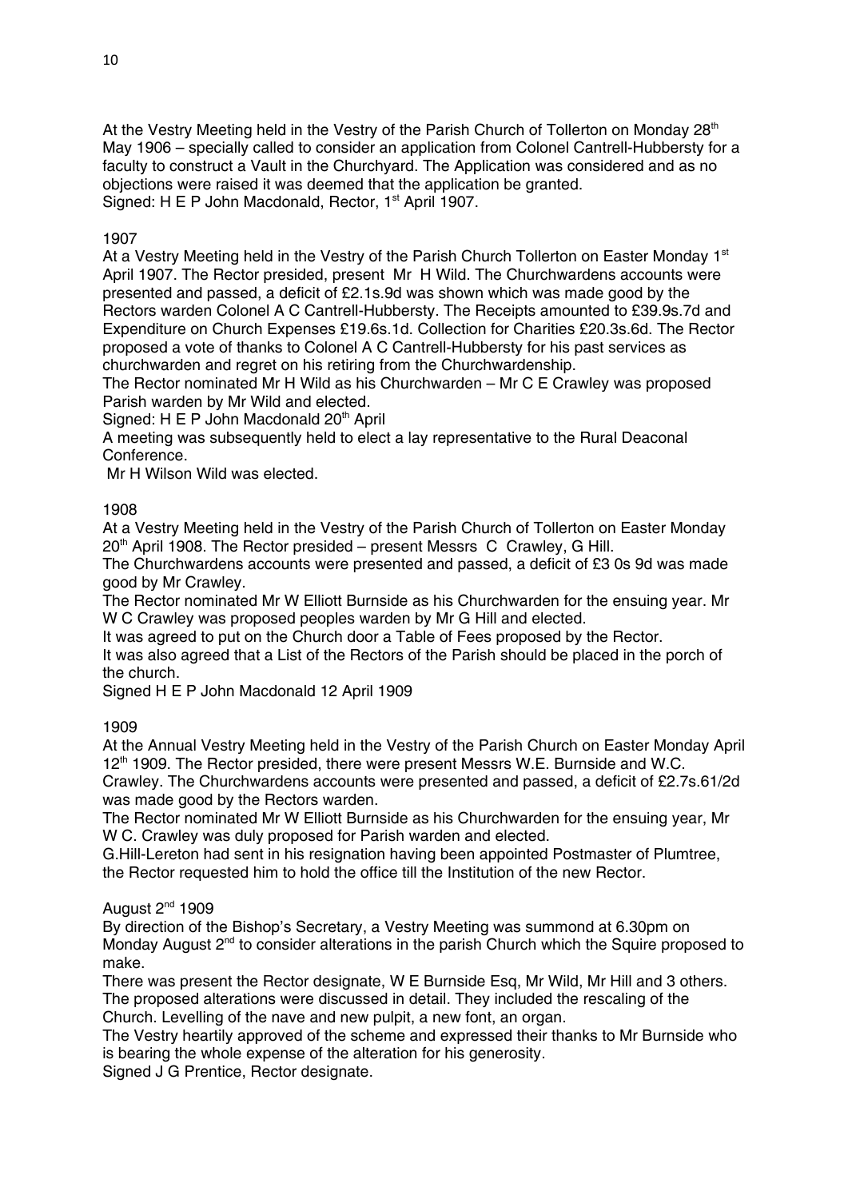At the Vestry Meeting held in the Vestry of the Parish Church of Tollerton on Monday 28th May 1906 – specially called to consider an application from Colonel Cantrell-Hubbersty for a faculty to construct a Vault in the Churchyard. The Application was considered and as no objections were raised it was deemed that the application be granted.
Signed: H E P John Macdonald, Rector, 1st April 1907.

1907

At a Vestry Meeting held in the Vestry of the Parish Church Tollerton on Easter Monday 1st April 1907. The Rector presided, present Mr H Wild. The Churchwardens accounts were presented and passed, a deficit of £2.1s.9d was shown which was made good by the Rectors warden Colonel A C Cantrell-Hubbersty. The Receipts amounted to £39.9s.7d and Expenditure on Church Expenses £19.6s.1d. Collection for Charities £20.3s.6d. The Rector proposed a vote of thanks to Colonel A C Cantrell-Hubbersty for his past services as churchwarden and regret on his retiring from the Churchwardenship.
The Rector nominated Mr H Wild as his Churchwarden – Mr C E Crawley was proposed Parish warden by Mr Wild and elected.
Signed: H E P John Macdonald 20th April
A meeting was subsequently held to elect a lay representative to the Rural Deaconal Conference.
Mr H Wilson Wild was elected.

1908

At a Vestry Meeting held in the Vestry of the Parish Church of Tollerton on Easter Monday 20th April 1908. The Rector presided – present Messrs C Crawley, G Hill.
The Churchwardens accounts were presented and passed, a deficit of £3 0s 9d was made good by Mr Crawley.
The Rector nominated Mr W Elliott Burnside as his Churchwarden for the ensuing year. Mr W C Crawley was proposed peoples warden by Mr G Hill and elected.
It was agreed to put on the Church door a Table of Fees proposed by the Rector.
It was also agreed that a List of the Rectors of the Parish should be placed in the porch of the church.
Signed H E P John Macdonald 12 April 1909

1909

At the Annual Vestry Meeting held in the Vestry of the Parish Church on Easter Monday April 12th 1909. The Rector presided, there were present Messrs W.E. Burnside and W.C. Crawley. The Churchwardens accounts were presented and passed, a deficit of £2.7s.61/2d was made good by the Rectors warden.
The Rector nominated Mr W Elliott Burnside as his Churchwarden for the ensuing year, Mr W C. Crawley was duly proposed for Parish warden and elected.
G.Hill-Lereton had sent in his resignation having been appointed Postmaster of Plumtree, the Rector requested him to hold the office till the Institution of the new Rector.

August 2nd 1909

By direction of the Bishop's Secretary, a Vestry Meeting was summond at 6.30pm on Monday August 2nd to consider alterations in the parish Church which the Squire proposed to make.
There was present the Rector designate, W E Burnside Esq, Mr Wild, Mr Hill and 3 others.
The proposed alterations were discussed in detail. They included the rescaling of the Church. Levelling of the nave and new pulpit, a new font, an organ.
The Vestry heartily approved of the scheme and expressed their thanks to Mr Burnside who is bearing the whole expense of the alteration for his generosity.
Signed J G Prentice, Rector designate.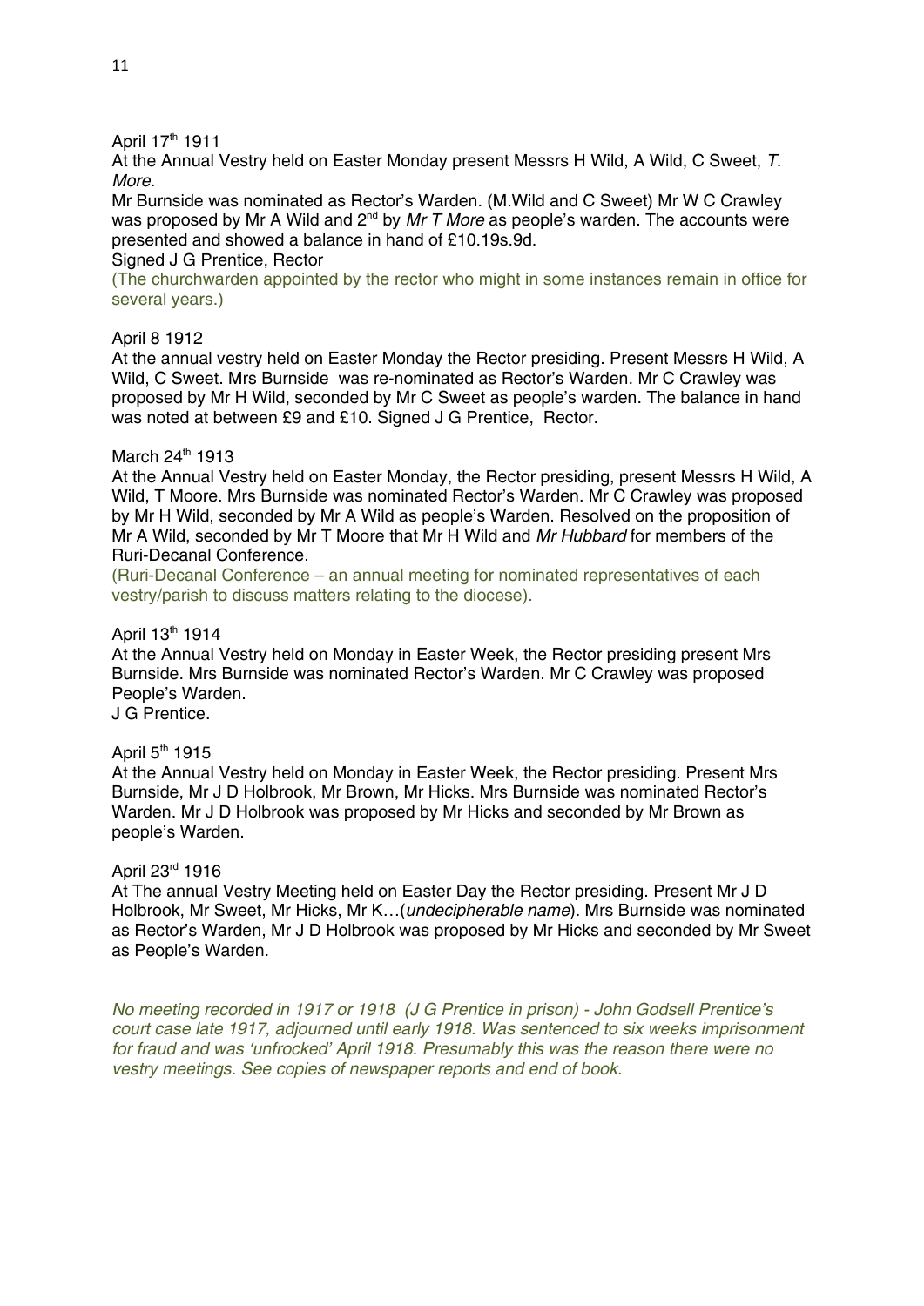April 17th 1911

At the Annual Vestry held on Easter Monday present Messrs H Wild, A Wild, C Sweet, *T. More.*

Mr Burnside was nominated as Rector's Warden. (M.Wild and C Sweet) Mr W C Crawley was proposed by Mr A Wild and 2nd by *Mr T More* as people's warden. The accounts were presented and showed a balance in hand of £10.19s.9d.

Signed J G Prentice, Rector

(The churchwarden appointed by the rector who might in some instances remain in office for several years.)

April 8 1912

At the annual vestry held on Easter Monday the Rector presiding. Present Messrs H Wild, A Wild, C Sweet. Mrs Burnside was re-nominated as Rector's Warden. Mr C Crawley was proposed by Mr H Wild, seconded by Mr C Sweet as people's warden. The balance in hand was noted at between £9 and £10. Signed J G Prentice, Rector.

March 24th 1913

At the Annual Vestry held on Easter Monday, the Rector presiding, present Messrs H Wild, A Wild, T Moore. Mrs Burnside was nominated Rector's Warden. Mr C Crawley was proposed by Mr H Wild, seconded by Mr A Wild as people's Warden. Resolved on the proposition of Mr A Wild, seconded by Mr T Moore that Mr H Wild and *Mr Hubbard* for members of the Ruri-Decanal Conference.

(Ruri-Decanal Conference – an annual meeting for nominated representatives of each vestry/parish to discuss matters relating to the diocese).

April 13th 1914

At the Annual Vestry held on Monday in Easter Week, the Rector presiding present Mrs Burnside. Mrs Burnside was nominated Rector's Warden. Mr C Crawley was proposed People's Warden.

J G Prentice.

April 5th 1915

At the Annual Vestry held on Monday in Easter Week, the Rector presiding. Present Mrs Burnside, Mr J D Holbrook, Mr Brown, Mr Hicks. Mrs Burnside was nominated Rector's Warden. Mr J D Holbrook was proposed by Mr Hicks and seconded by Mr Brown as people's Warden.

April 23rd 1916

At The annual Vestry Meeting held on Easter Day the Rector presiding. Present Mr J D Holbrook, Mr Sweet, Mr Hicks, Mr K…(*undecipherable name*). Mrs Burnside was nominated as Rector's Warden, Mr J D Holbrook was proposed by Mr Hicks and seconded by Mr Sweet as People's Warden.

*No meeting recorded in 1917 or 1918 (J G Prentice in prison) - John Godsell Prentice's court case late 1917, adjourned until early 1918. Was sentenced to six weeks imprisonment for fraud and was 'unfrocked' April 1918. Presumably this was the reason there were no vestry meetings. See copies of newspaper reports and end of book.*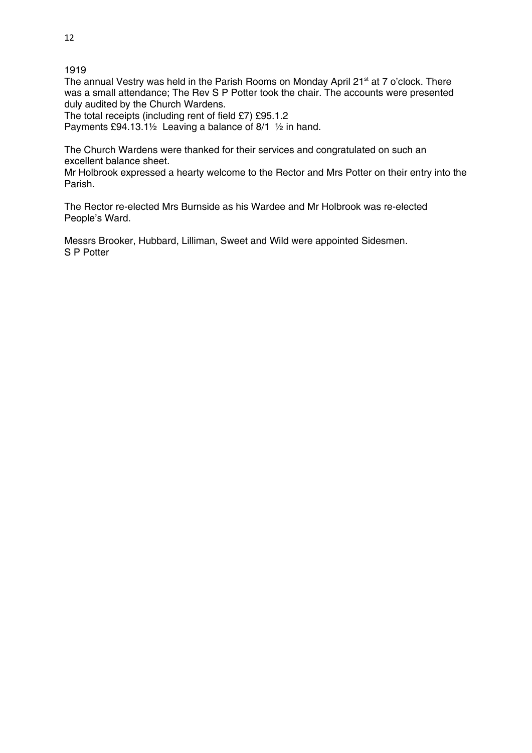1919

The annual Vestry was held in the Parish Rooms on Monday April 21st at 7 o'clock. There was a small attendance; The Rev S P Potter took the chair. The accounts were presented duly audited by the Church Wardens.

The total receipts (including rent of field £7) £95.1.2

Payments £94.13.1½ Leaving a balance of 8/1 ½ in hand.

The Church Wardens were thanked for their services and congratulated on such an excellent balance sheet.

Mr Holbrook expressed a hearty welcome to the Rector and Mrs Potter on their entry into the Parish.

The Rector re-elected Mrs Burnside as his Wardee and Mr Holbrook was re-elected People's Ward.

Messrs Brooker, Hubbard, Lilliman, Sweet and Wild were appointed Sidesmen.

S P Potter